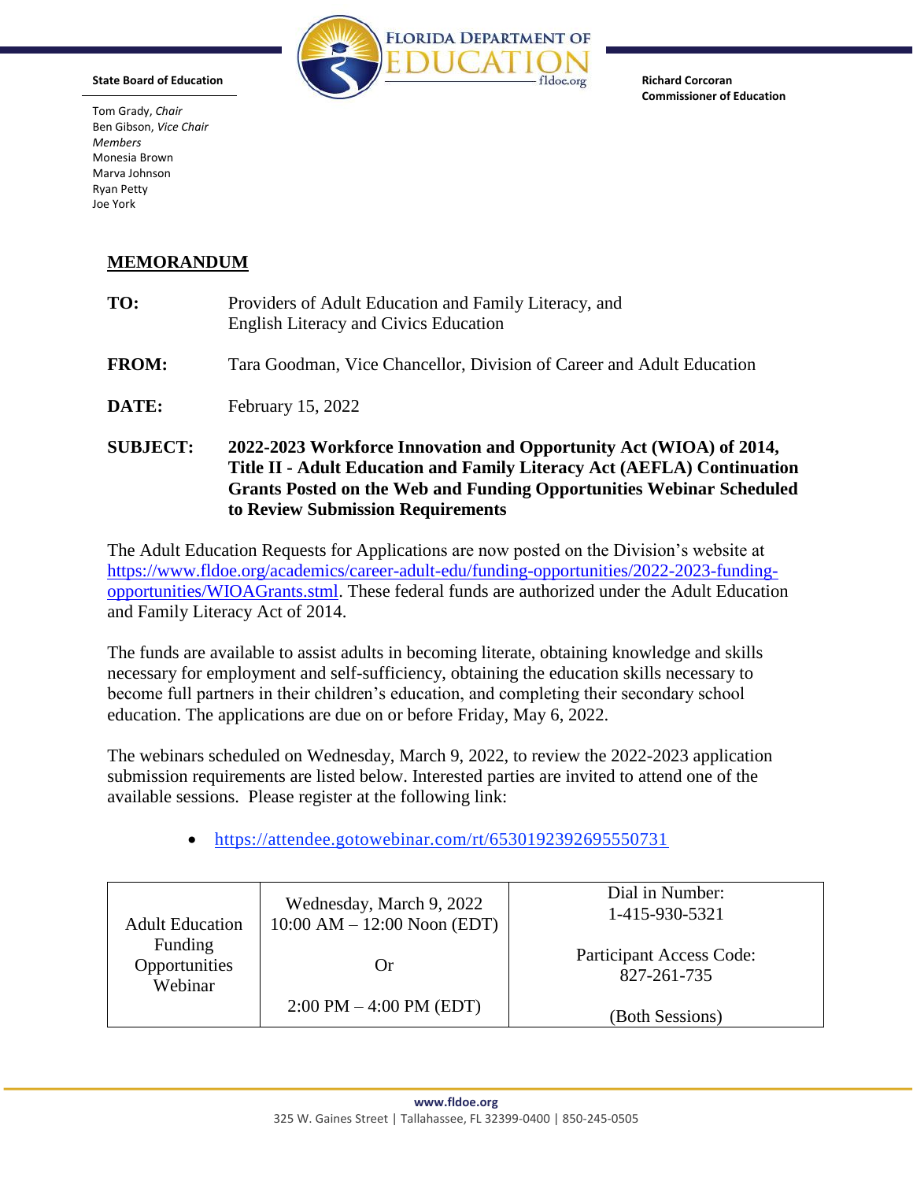**State Board of Education**

Tom Grady, *Chair*
Ben Gibson, *Vice Chair*
*Members*
Monesia Brown
Marva Johnson
Ryan Petty
Joe York

FLORIDA DEPARTMENT OF EDUCATION
fldoe.org

**Richard Corcoran**
**Commissioner of Education**

# MEMORANDUM

**TO:** Providers of Adult Education and Family Literacy, and English Literacy and Civics Education

**FROM:** Tara Goodman, Vice Chancellor, Division of Career and Adult Education

**DATE:** February 15, 2022

**SUBJECT:** **2022-2023 Workforce Innovation and Opportunity Act (WIOA) of 2014, Title II - Adult Education and Family Literacy Act (AEFLA) Continuation Grants Posted on the Web and Funding Opportunities Webinar Scheduled to Review Submission Requirements**

The Adult Education Requests for Applications are now posted on the Division's website at https://www.fldoe.org/academics/career-adult-edu/funding-opportunities/2022-2023-funding-opportunities/WIOAGrants.stml. These federal funds are authorized under the Adult Education and Family Literacy Act of 2014.

The funds are available to assist adults in becoming literate, obtaining knowledge and skills necessary for employment and self-sufficiency, obtaining the education skills necessary to become full partners in their children's education, and completing their secondary school education. The applications are due on or before Friday, May 6, 2022.

The webinars scheduled on Wednesday, March 9, 2022, to review the 2022-2023 application submission requirements are listed below. Interested parties are invited to attend one of the available sessions. Please register at the following link:

- https://attendee.gotowebinar.com/rt/6530192392695550731

| Adult Education Funding Opportunities Webinar | Wednesday, March 9, 2022<br>10:00 AM – 12:00 Noon (EDT)<br><br>Or<br><br>2:00 PM – 4:00 PM (EDT) | Dial in Number:<br>1-415-930-5321<br><br>Participant Access Code:<br>827-261-735<br><br>(Both Sessions) |
|---|---|---|

www.fldoe.org
325 W. Gaines Street | Tallahassee, FL 32399-0400 | 850-245-0505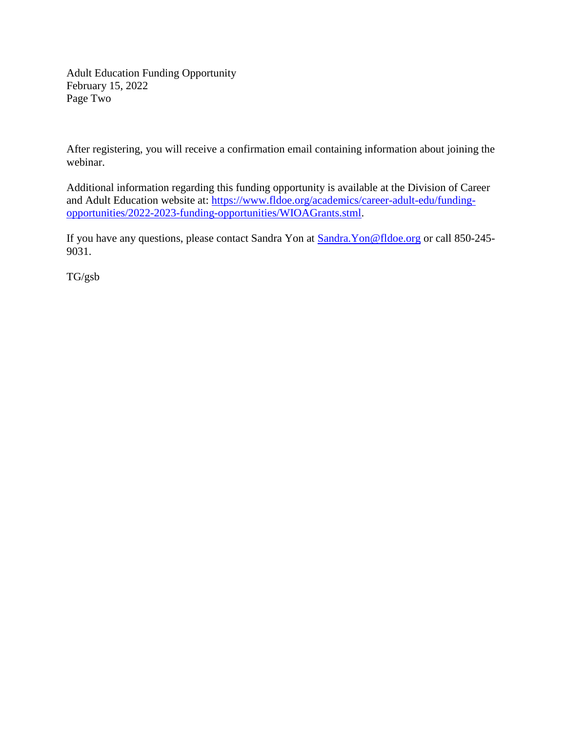After registering, you will receive a confirmation email containing information about joining the webinar.

Additional information regarding this funding opportunity is available at the Division of Career and Adult Education website at: [https://www.fldoe.org/academics/career-adult-edu/funding-opportunities/2022-2023-funding-opportunities/WIOAGrants.stml](https://www.fldoe.org/academics/career-adult-edu/funding-opportunities/2022-2023-funding-opportunities/WIOAGrants.stml).

If you have any questions, please contact Sandra Yon at [Sandra.Yon@fldoe.org](mailto:Sandra.Yon@fldoe.org) or call 850-245-9031.

TG/gsb